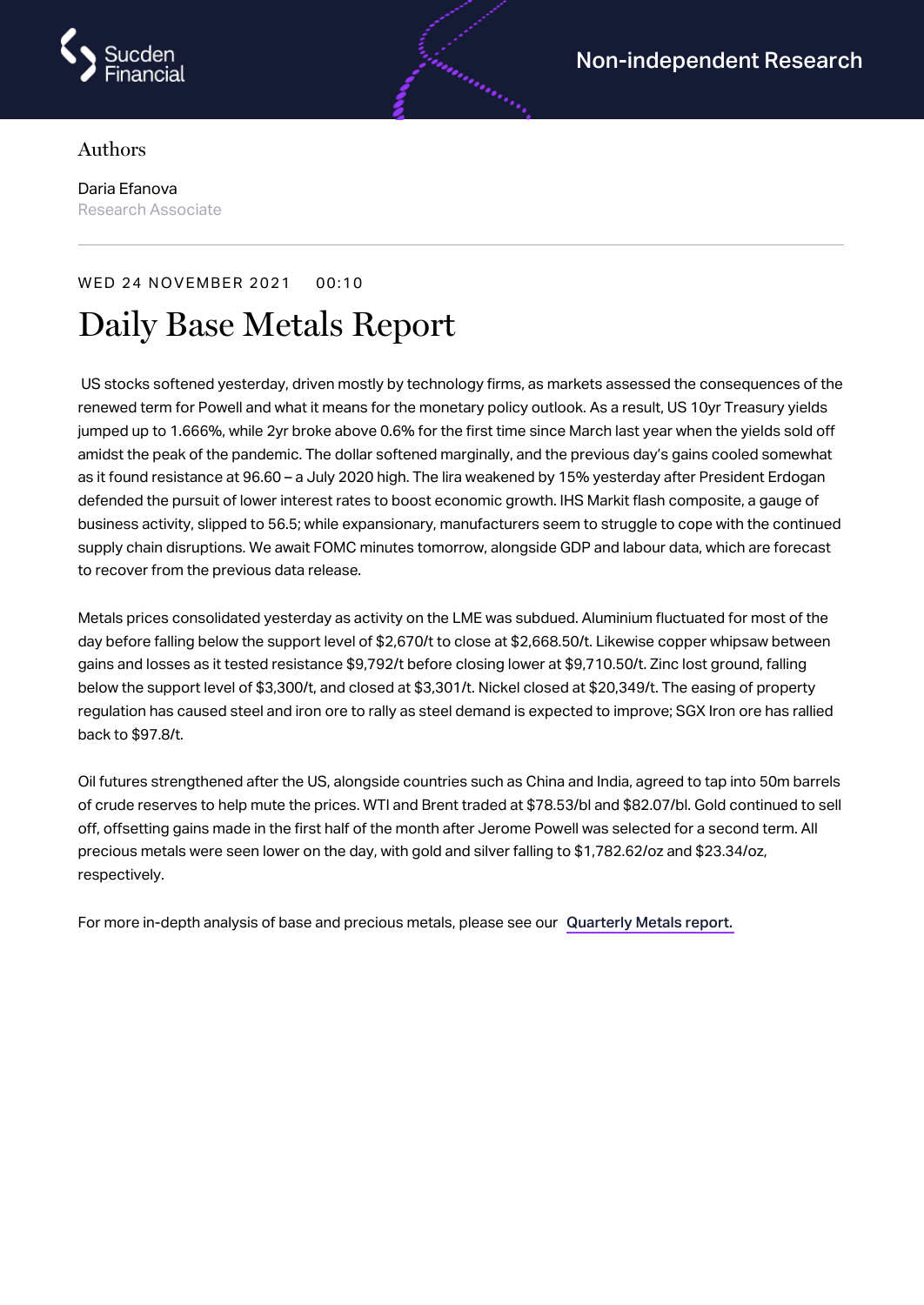Sucden Financial

Non-independent Research

Authors

Daria Efanova
Research Associate

WED 24 NOVEMBER 2021 00:10

# Daily Base Metals Report

US stocks softened yesterday, driven mostly by technology firms, as markets assessed the consequences of the renewed term for Powell and what it means for the monetary policy outlook. As a result, US 10yr Treasury yields jumped up to 1.666%, while 2yr broke above 0.6% for the first time since March last year when the yields sold off amidst the peak of the pandemic. The dollar softened marginally, and the previous day's gains cooled somewhat as it found resistance at 96.60 – a July 2020 high. The lira weakened by 15% yesterday after President Erdogan defended the pursuit of lower interest rates to boost economic growth. IHS Markit flash composite, a gauge of business activity, slipped to 56.5; while expansionary, manufacturers seem to struggle to cope with the continued supply chain disruptions. We await FOMC minutes tomorrow, alongside GDP and labour data, which are forecast to recover from the previous data release.

Metals prices consolidated yesterday as activity on the LME was subdued. Aluminium fluctuated for most of the day before falling below the support level of $2,670/t to close at $2,668.50/t. Likewise copper whipsaw between gains and losses as it tested resistance $9,792/t before closing lower at $9,710.50/t. Zinc lost ground, falling below the support level of $3,300/t, and closed at $3,301/t. Nickel closed at $20,349/t. The easing of property regulation has caused steel and iron ore to rally as steel demand is expected to improve; SGX Iron ore has rallied back to $97.8/t.

Oil futures strengthened after the US, alongside countries such as China and India, agreed to tap into 50m barrels of crude reserves to help mute the prices. WTI and Brent traded at $78.53/bl and $82.07/bl. Gold continued to sell off, offsetting gains made in the first half of the month after Jerome Powell was selected for a second term. All precious metals were seen lower on the day, with gold and silver falling to $1,782.62/oz and $23.34/oz, respectively.

For more in-depth analysis of base and precious metals, please see our Quarterly Metals report.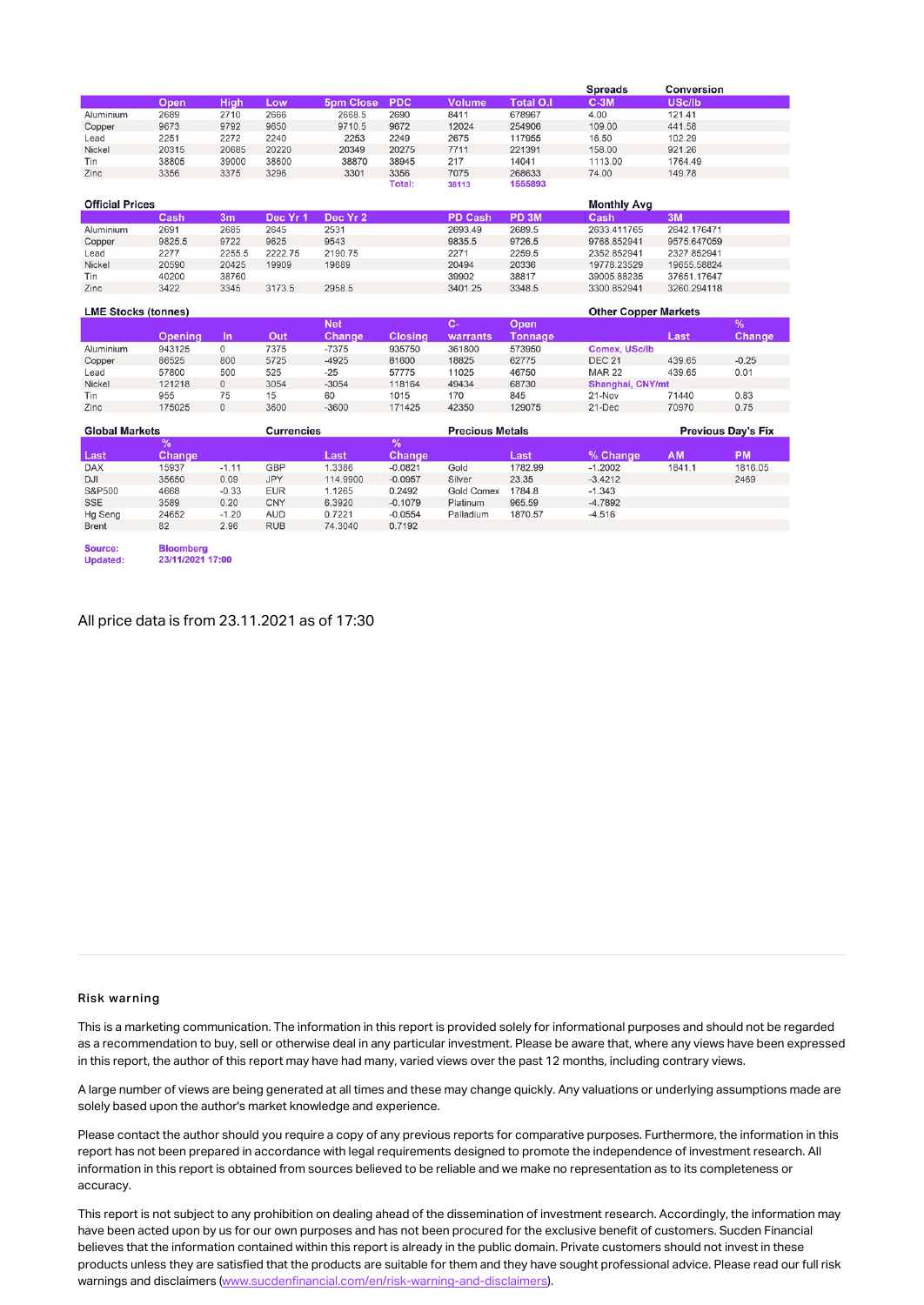| | Open | High | Low | 5pm Close | PDC | Volume | Total O.I | Spreads C-3M | Conversion USc/lb |
|---|---|---|---|---|---|---|---|---|---|
| Aluminium | 2689 | 2710 | 2666 | 2668.5 | 2690 | 8411 | 678967 | 4.00 | 121.41 |
| Copper | 9673 | 9792 | 9650 | 9710.5 | 9672 | 12024 | 254906 | 109.00 | 441.58 |
| Lead | 2251 | 2272 | 2240 | 2253 | 2249 | 2675 | 117955 | 16.50 | 102.29 |
| Nickel | 20315 | 20685 | 20220 | 20349 | 20275 | 7711 | 221391 | 158.00 | 921.26 |
| Tin | 38805 | 39000 | 38600 | 38870 | 38945 | 217 | 14041 | 1113.00 | 1764.49 |
| Zinc | 3356 | 3375 | 3296 | 3301 | 3356 | 7075 | 268633 | 74.00 | 149.78 |
| | | | | | Total: | 38113 | 1555893 | | |

**Official Prices**

| | Cash | 3m | Dec Yr 1 | Dec Yr 2 | PD Cash | PD 3M | Monthly Avg Cash | Monthly Avg 3M |
|---|---|---|---|---|---|---|---|---|
| Aluminium | 2691 | 2685 | 2645 | 2531 | 2693.49 | 2689.5 | 2633.411765 | 2642.176471 |
| Copper | 9825.5 | 9722 | 9625 | 9543 | 9835.5 | 9726.5 | 9768.852941 | 9575.647059 |
| Lead | 2277 | 2255.5 | 2222.75 | 2190.75 | 2271 | 2259.5 | 2352.852941 | 2327.852941 |
| Nickel | 20590 | 20425 | 19909 | 19689 | 20494 | 20336 | 19778.23529 | 19655.58824 |
| Tin | 40200 | 38760 | | | 39902 | 38817 | 39005.88235 | 37651.17647 |
| Zinc | 3422 | 3345 | 3173.5 | 2958.5 | 3401.25 | 3348.5 | 3300.852941 | 3260.294118 |

**LME Stocks (tonnes)**

| | Opening | In | Out | Net Change | Closing | C-warrants | Open Tonnage |
|---|---|---|---|---|---|---|---|
| Aluminium | 943125 | 0 | 7375 | -7375 | 935750 | 361800 | 573950 |
| Copper | 86525 | 800 | 5725 | -4925 | 81600 | 18825 | 62775 |
| Lead | 57800 | 500 | 525 | -25 | 57775 | 11025 | 46750 |
| Nickel | 121218 | 0 | 3054 | -3054 | 118164 | 49434 | 68730 |
| Tin | 955 | 75 | 15 | 60 | 1015 | 170 | 845 |
| Zinc | 175025 | 0 | 3600 | -3600 | 171425 | 42350 | 129075 |

**Other Copper Markets**

| | Last | % Change |
|---|---|---|
| Comex, USc/lb | | |
| DEC 21 | 439.65 | -0.25 |
| MAR 22 | 439.65 | 0.01 |
| Shanghai, CNY/mt | | |
| 21-Nov | 71440 | 0.83 |
| 21-Dec | 70970 | 0.75 |

**Global Markets**

| | Last | % Change |
|---|---|---|
| DAX | 15937 | -1.11 |
| DJI | 35650 | 0.09 |
| S&P500 | 4668 | -0.33 |
| SSE | 3589 | 0.20 |
| Hg Seng | 24652 | -1.20 |
| Brent | 82 | 2.96 |

**Currencies**

| | Last | % Change |
|---|---|---|
| GBP | 1.3386 | -0.0821 |
| JPY | 114.9900 | -0.0957 |
| EUR | 1.1265 | 0.2492 |
| CNY | 6.3920 | -0.1079 |
| AUD | 0.7221 | -0.0554 |
| RUB | 74.3040 | 0.7192 |

**Precious Metals**

| | Last | % Change | Previous Day's Fix AM | Previous Day's Fix PM |
|---|---|---|---|---|
| Gold | 1782.99 | -1.2002 | 1841.1 | 1816.05 |
| Silver | 23.35 | -3.4212 | | 2469 |
| Gold Comex | 1784.8 | -1.343 | | |
| Platinum | 965.59 | -4.7892 | | |
| Palladium | 1870.57 | -4.516 | | |

Source: Bloomberg
Updated: 23/11/2021 17:00

All price data is from 23.11.2021 as of 17:30

## Risk warning

This is a marketing communication. The information in this report is provided solely for informational purposes and should not be regarded as a recommendation to buy, sell or otherwise deal in any particular investment. Please be aware that, where any views have been expressed in this report, the author of this report may have had many, varied views over the past 12 months, including contrary views.

A large number of views are being generated at all times and these may change quickly. Any valuations or underlying assumptions made are solely based upon the author's market knowledge and experience.

Please contact the author should you require a copy of any previous reports for comparative purposes. Furthermore, the information in this report has not been prepared in accordance with legal requirements designed to promote the independence of investment research. All information in this report is obtained from sources believed to be reliable and we make no representation as to its completeness or accuracy.

This report is not subject to any prohibition on dealing ahead of the dissemination of investment research. Accordingly, the information may have been acted upon by us for our own purposes and has not been procured for the exclusive benefit of customers. Sucden Financial believes that the information contained within this report is already in the public domain. Private customers should not invest in these products unless they are satisfied that the products are suitable for them and they have sought professional advice. Please read our full risk warnings and disclaimers (www.sucdenfinancial.com/en/risk-warning-and-disclaimers).